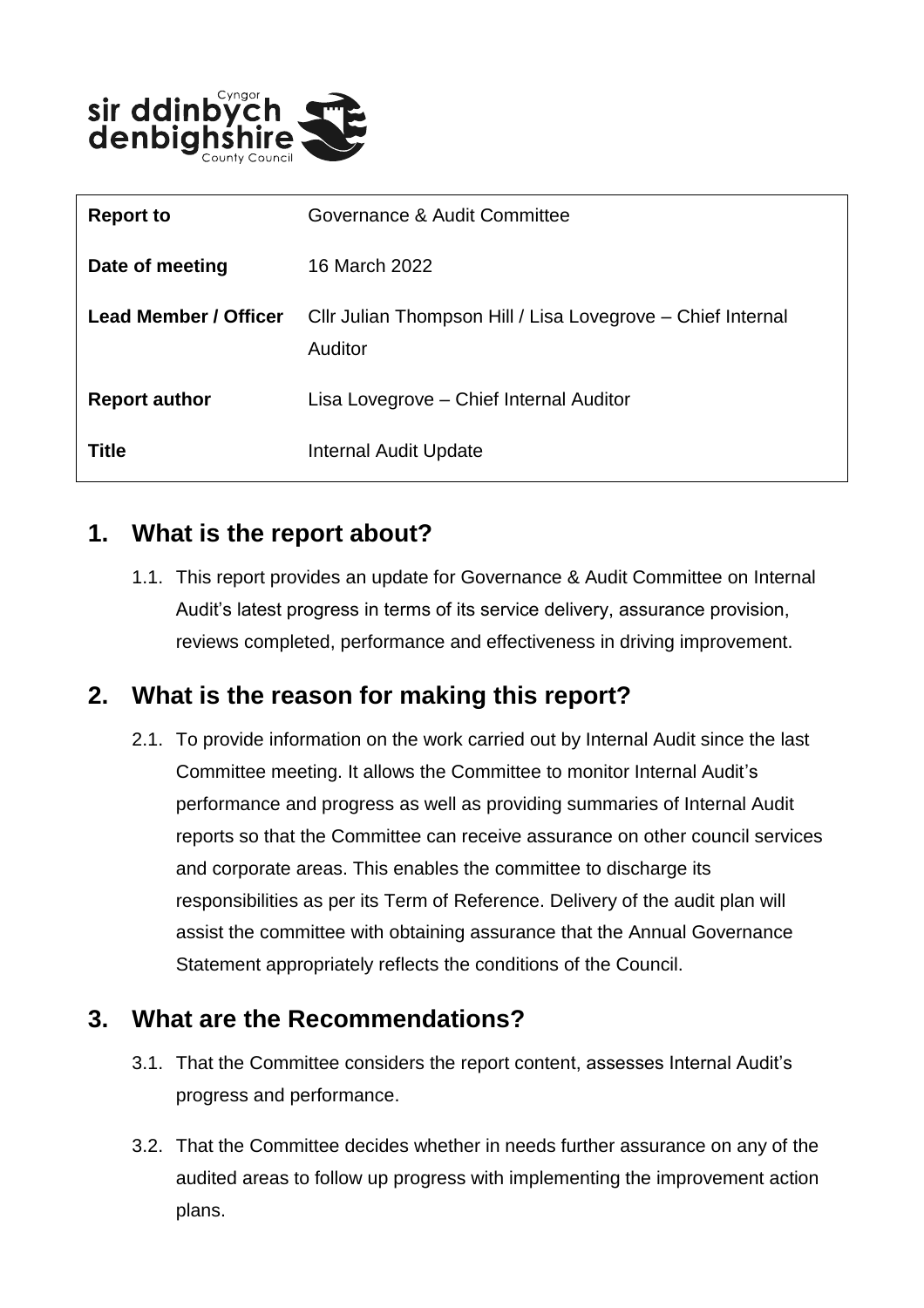| Report to | Governance & Audit Committee |
| --- | --- |
| Date of meeting | 16 March 2022 |
| Lead Member / Officer | Cllr Julian Thompson Hill / Lisa Lovegrove – Chief Internal Auditor |
| Report author | Lisa Lovegrove – Chief Internal Auditor |
| Title | Internal Audit Update |

## 1. What is the report about?

1.1. This report provides an update for Governance & Audit Committee on Internal Audit's latest progress in terms of its service delivery, assurance provision, reviews completed, performance and effectiveness in driving improvement.

## 2. What is the reason for making this report?

2.1. To provide information on the work carried out by Internal Audit since the last Committee meeting. It allows the Committee to monitor Internal Audit's performance and progress as well as providing summaries of Internal Audit reports so that the Committee can receive assurance on other council services and corporate areas. This enables the committee to discharge its responsibilities as per its Term of Reference. Delivery of the audit plan will assist the committee with obtaining assurance that the Annual Governance Statement appropriately reflects the conditions of the Council.

## 3. What are the Recommendations?

3.1. That the Committee considers the report content, assesses Internal Audit's progress and performance.

3.2. That the Committee decides whether in needs further assurance on any of the audited areas to follow up progress with implementing the improvement action plans.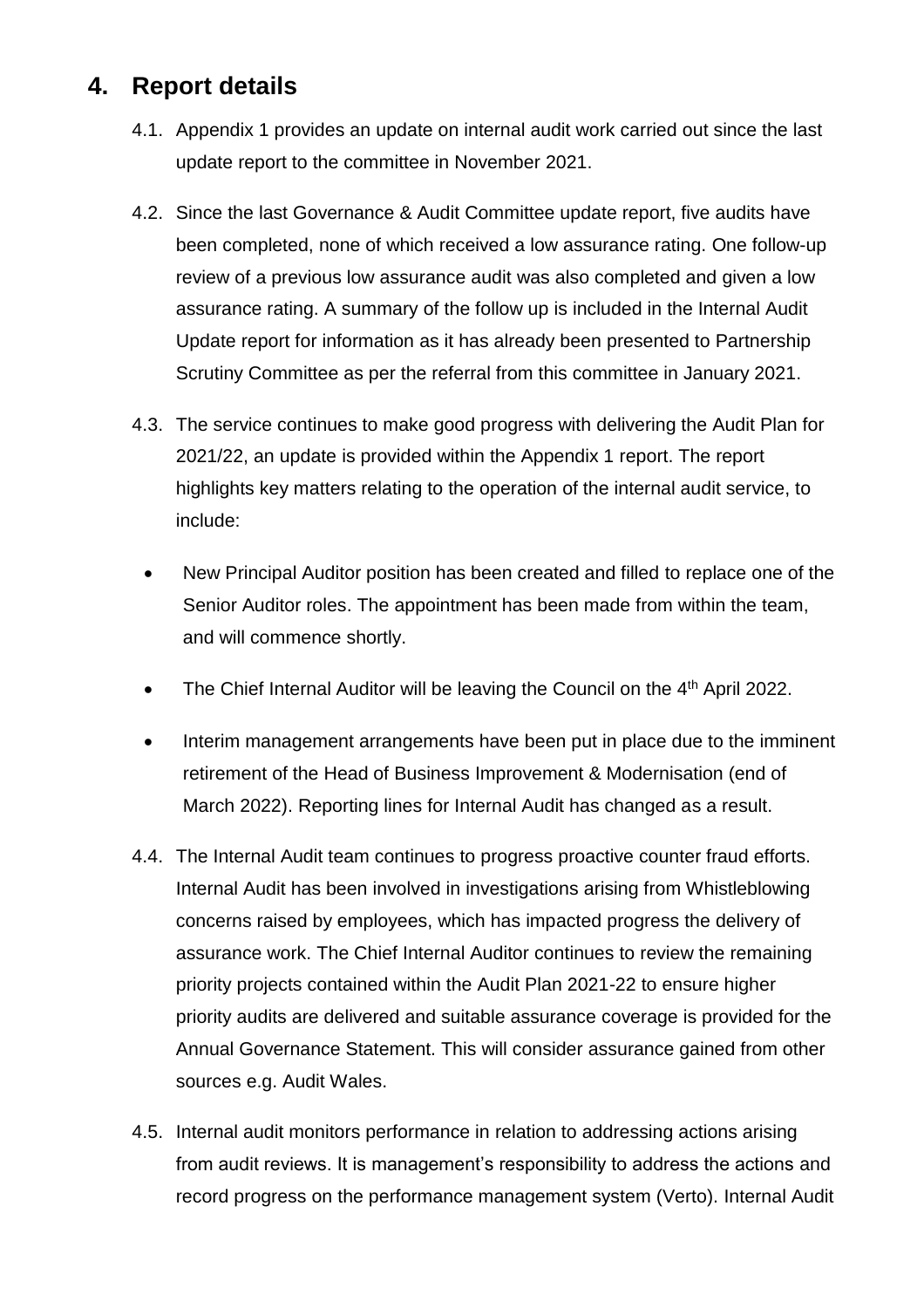## 4. Report details

4.1. Appendix 1 provides an update on internal audit work carried out since the last update report to the committee in November 2021.

4.2. Since the last Governance & Audit Committee update report, five audits have been completed, none of which received a low assurance rating. One follow-up review of a previous low assurance audit was also completed and given a low assurance rating. A summary of the follow up is included in the Internal Audit Update report for information as it has already been presented to Partnership Scrutiny Committee as per the referral from this committee in January 2021.

4.3. The service continues to make good progress with delivering the Audit Plan for 2021/22, an update is provided within the Appendix 1 report. The report highlights key matters relating to the operation of the internal audit service, to include:

- New Principal Auditor position has been created and filled to replace one of the Senior Auditor roles. The appointment has been made from within the team, and will commence shortly.
- The Chief Internal Auditor will be leaving the Council on the 4th April 2022.
- Interim management arrangements have been put in place due to the imminent retirement of the Head of Business Improvement & Modernisation (end of March 2022). Reporting lines for Internal Audit has changed as a result.

4.4. The Internal Audit team continues to progress proactive counter fraud efforts. Internal Audit has been involved in investigations arising from Whistleblowing concerns raised by employees, which has impacted progress the delivery of assurance work. The Chief Internal Auditor continues to review the remaining priority projects contained within the Audit Plan 2021-22 to ensure higher priority audits are delivered and suitable assurance coverage is provided for the Annual Governance Statement. This will consider assurance gained from other sources e.g. Audit Wales.

4.5. Internal audit monitors performance in relation to addressing actions arising from audit reviews. It is management's responsibility to address the actions and record progress on the performance management system (Verto). Internal Audit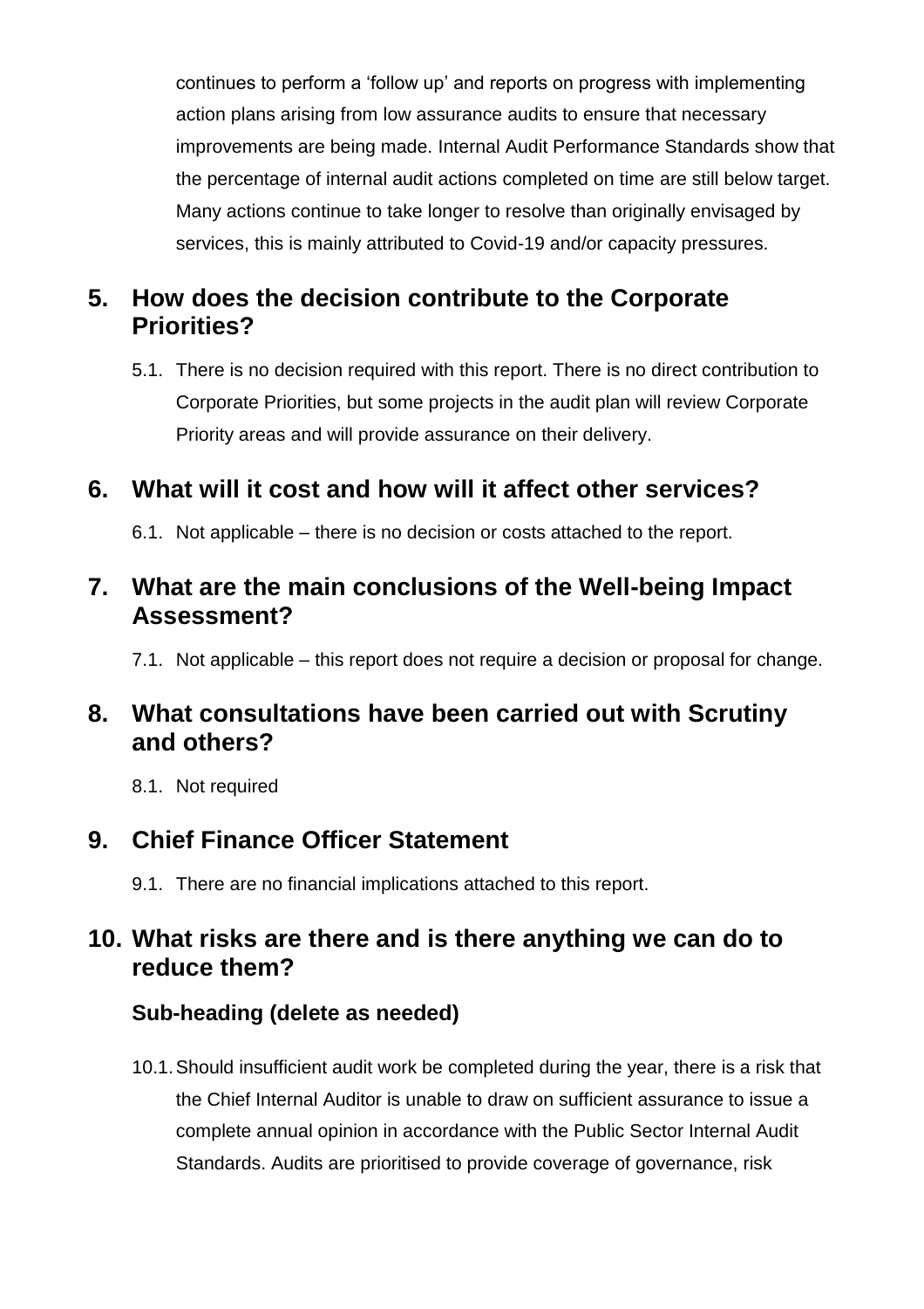continues to perform a 'follow up' and reports on progress with implementing action plans arising from low assurance audits to ensure that necessary improvements are being made. Internal Audit Performance Standards show that the percentage of internal audit actions completed on time are still below target. Many actions continue to take longer to resolve than originally envisaged by services, this is mainly attributed to Covid-19 and/or capacity pressures.

## 5. How does the decision contribute to the Corporate Priorities?

5.1. There is no decision required with this report. There is no direct contribution to Corporate Priorities, but some projects in the audit plan will review Corporate Priority areas and will provide assurance on their delivery.

## 6. What will it cost and how will it affect other services?

6.1. Not applicable – there is no decision or costs attached to the report.

## 7. What are the main conclusions of the Well-being Impact Assessment?

7.1. Not applicable – this report does not require a decision or proposal for change.

## 8. What consultations have been carried out with Scrutiny and others?

8.1. Not required

## 9. Chief Finance Officer Statement

9.1. There are no financial implications attached to this report.

## 10. What risks are there and is there anything we can do to reduce them?

### Sub-heading (delete as needed)

10.1. Should insufficient audit work be completed during the year, there is a risk that the Chief Internal Auditor is unable to draw on sufficient assurance to issue a complete annual opinion in accordance with the Public Sector Internal Audit Standards. Audits are prioritised to provide coverage of governance, risk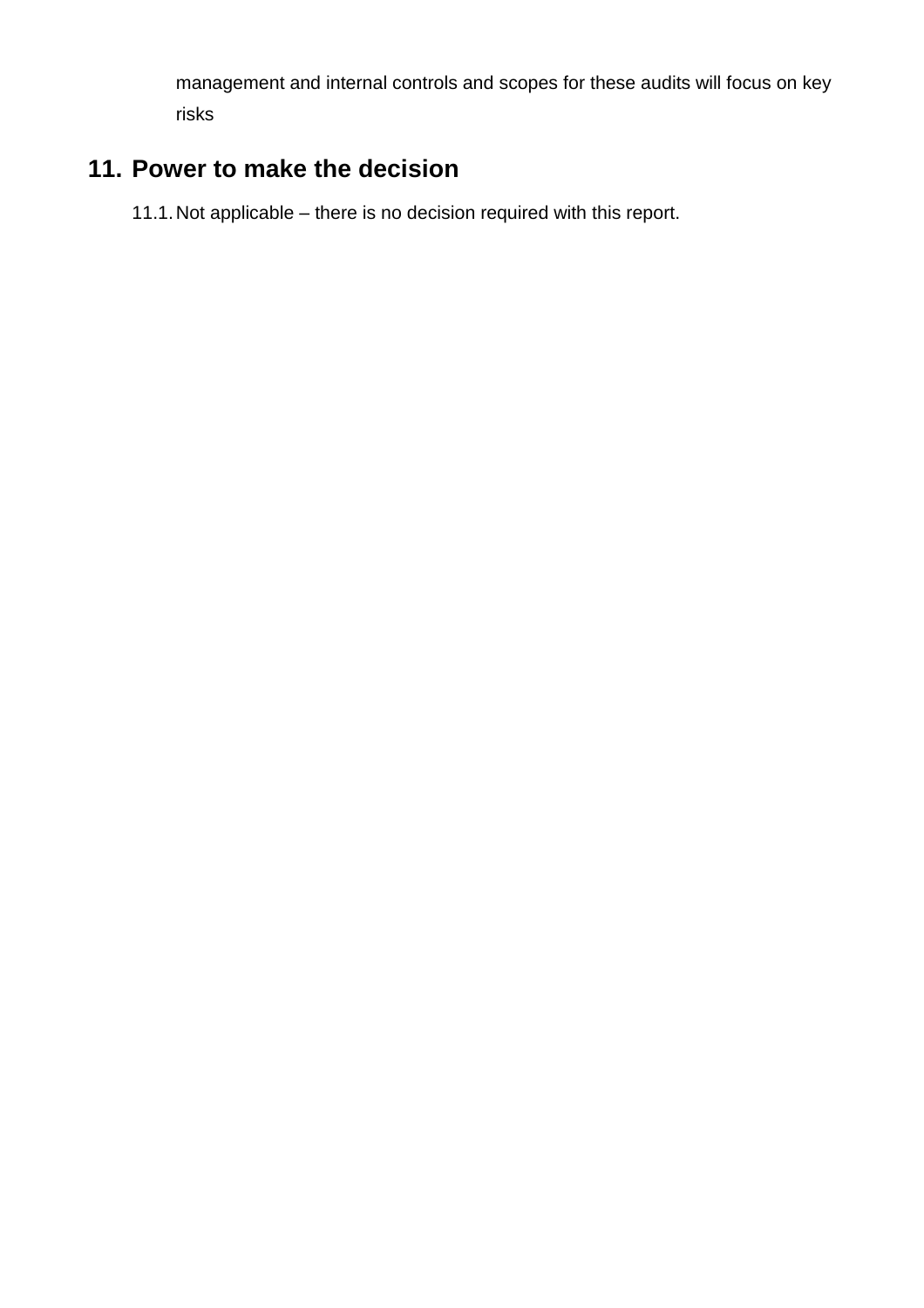management and internal controls and scopes for these audits will focus on key risks

## 11. Power to make the decision

11.1. Not applicable – there is no decision required with this report.